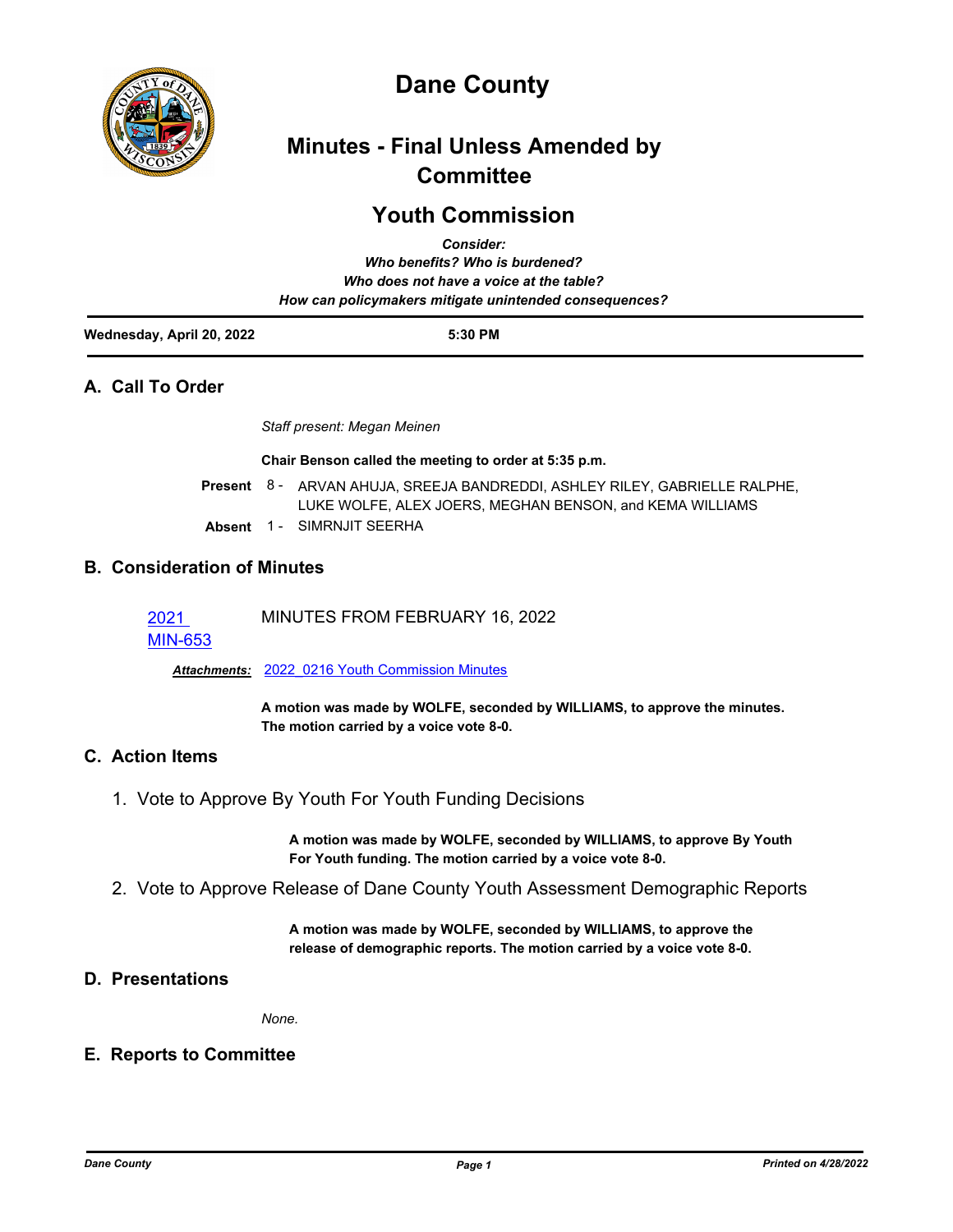# Dane County

## Minutes - Final Unless Amended by Committee

## Youth Commission

***Consider:***
***Who benefits? Who is burdened?***
***Who does not have a voice at the table?***
***How can policymakers mitigate unintended consequences?***

**Wednesday, April 20, 2022** **5:30 PM**

---

## A. Call To Order

*Staff present: Megan Meinen*

**Chair Benson called the meeting to order at 5:35 p.m.**

**Present** 8 - ARVAN AHUJA, SREEJA BANDREDDI, ASHLEY RILEY, GABRIELLE RALPHE, LUKE WOLFE, ALEX JOERS, MEGHAN BENSON, and KEMA WILLIAMS

**Absent** 1 - SIMRNJIT SEERHA

## B. Consideration of Minutes

2021 MIN-653 MINUTES FROM FEBRUARY 16, 2022

***Attachments:*** 2022_0216 Youth Commission Minutes

**A motion was made by WOLFE, seconded by WILLIAMS, to approve the minutes. The motion carried by a voice vote 8-0.**

## C. Action Items

1. Vote to Approve By Youth For Youth Funding Decisions

**A motion was made by WOLFE, seconded by WILLIAMS, to approve By Youth For Youth funding. The motion carried by a voice vote 8-0.**

2. Vote to Approve Release of Dane County Youth Assessment Demographic Reports

**A motion was made by WOLFE, seconded by WILLIAMS, to approve the release of demographic reports. The motion carried by a voice vote 8-0.**

## D. Presentations

*None.*

## E. Reports to Committee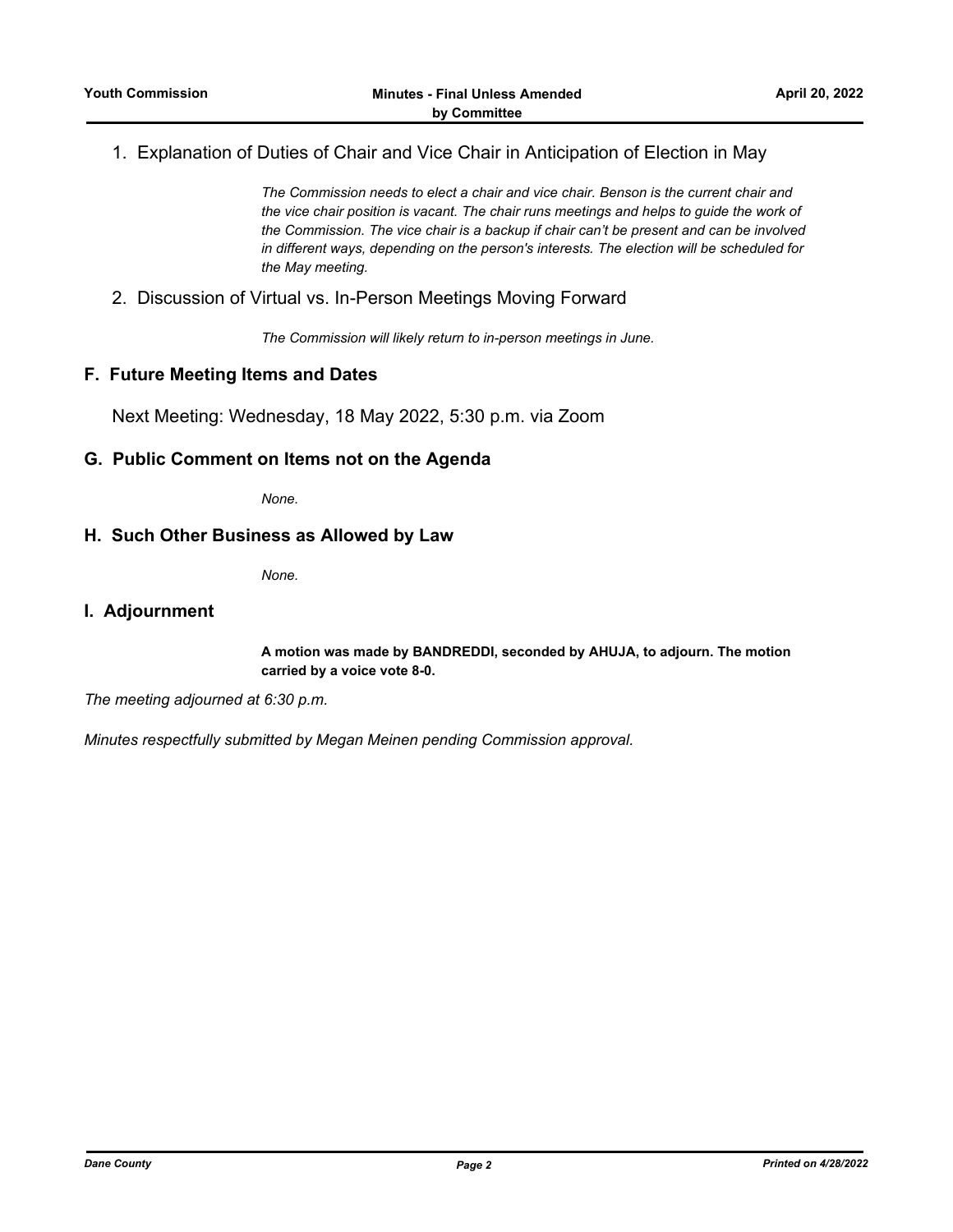1. Explanation of Duties of Chair and Vice Chair in Anticipation of Election in May

*The Commission needs to elect a chair and vice chair. Benson is the current chair and the vice chair position is vacant. The chair runs meetings and helps to guide the work of the Commission. The vice chair is a backup if chair can't be present and can be involved in different ways, depending on the person's interests. The election will be scheduled for the May meeting.*

2. Discussion of Virtual vs. In-Person Meetings Moving Forward

*The Commission will likely return to in-person meetings in June.*

## F. Future Meeting Items and Dates

Next Meeting: Wednesday, 18 May 2022, 5:30 p.m. via Zoom

## G. Public Comment on Items not on the Agenda

*None.*

## H. Such Other Business as Allowed by Law

*None.*

## I. Adjournment

**A motion was made by BANDREDDI, seconded by AHUJA, to adjourn. The motion carried by a voice vote 8-0.**

*The meeting adjourned at 6:30 p.m.*

*Minutes respectfully submitted by Megan Meinen pending Commission approval.*